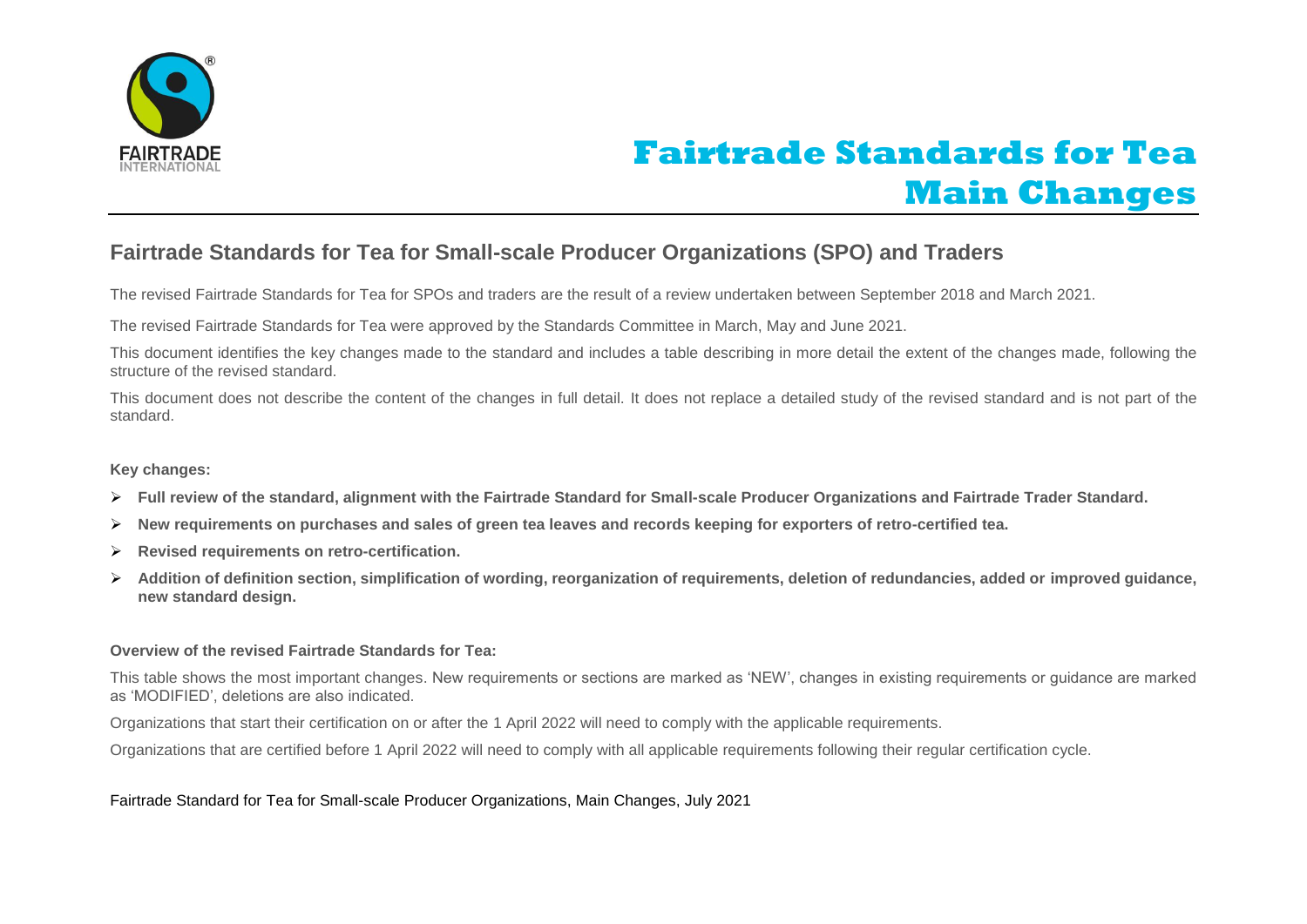# Fairtrade Standards for Tea Main Changes

## Fairtrade Standards for Tea for Small-scale Producer Organizations (SPO) and Traders

The revised Fairtrade Standards for Tea for SPOs and traders are the result of a review undertaken between September 2018 and March 2021.

The revised Fairtrade Standards for Tea were approved by the Standards Committee in March, May and June 2021.

This document identifies the key changes made to the standard and includes a table describing in more detail the extent of the changes made, following the structure of the revised standard.

This document does not describe the content of the changes in full detail. It does not replace a detailed study of the revised standard and is not part of the standard.

**Key changes:**

- **Full review of the standard, alignment with the Fairtrade Standard for Small-scale Producer Organizations and Fairtrade Trader Standard.**
- **New requirements on purchases and sales of green tea leaves and records keeping for exporters of retro-certified tea.**
- **Revised requirements on retro-certification.**
- **Addition of definition section, simplification of wording, reorganization of requirements, deletion of redundancies, added or improved guidance, new standard design.**

**Overview of the revised Fairtrade Standards for Tea:**

This table shows the most important changes. New requirements or sections are marked as 'NEW', changes in existing requirements or guidance are marked as 'MODIFIED', deletions are also indicated.

Organizations that start their certification on or after the 1 April 2022 will need to comply with the applicable requirements.

Organizations that are certified before 1 April 2022 will need to comply with all applicable requirements following their regular certification cycle.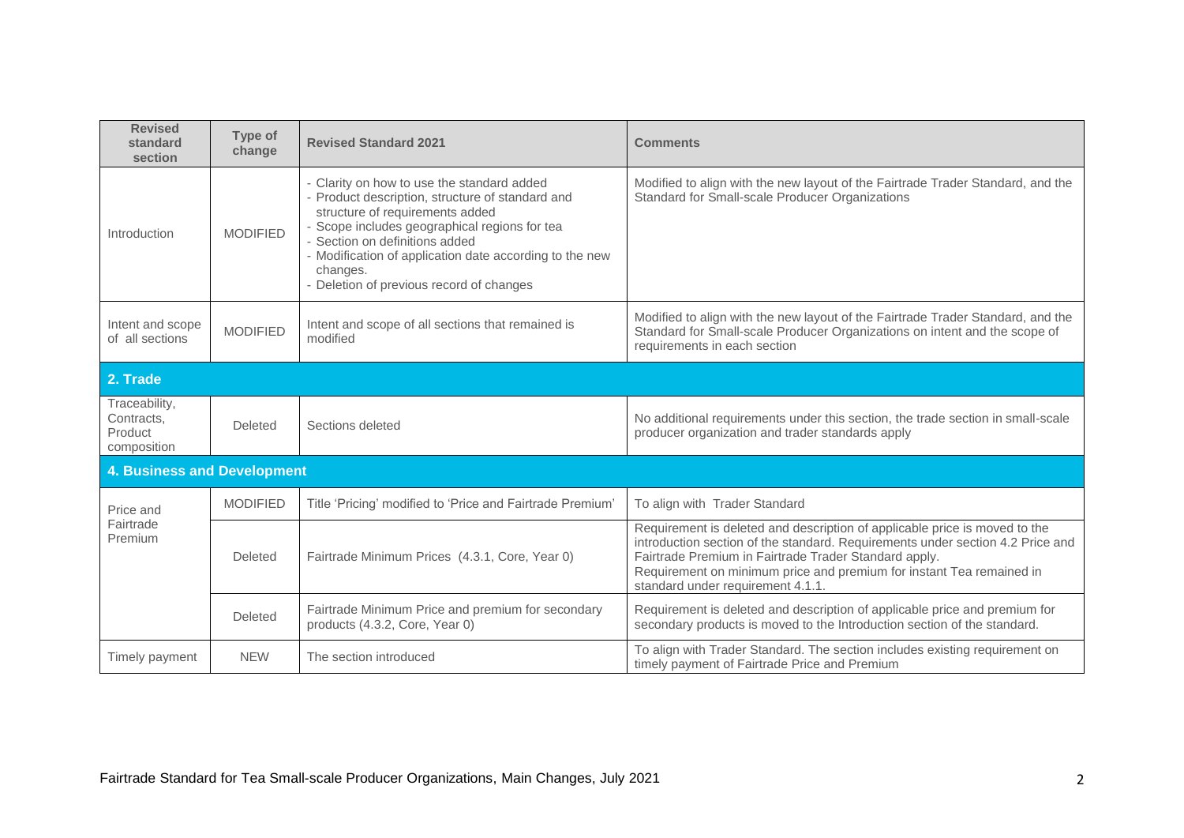| Revised standard section | Type of change | Revised Standard 2021 | Comments |
|---|---|---|---|
| Introduction | MODIFIED | - Clarity on how to use the standard added<br>- Product description, structure of standard and structure of requirements added<br>- Scope includes geographical regions for tea<br>- Section on definitions added<br>- Modification of application date according to the new changes.<br>- Deletion of previous record of changes | Modified to align with the new layout of the Fairtrade Trader Standard, and the Standard for Small-scale Producer Organizations |
| Intent and scope of all sections | MODIFIED | Intent and scope of all sections that remained is modified | Modified to align with the new layout of the Fairtrade Trader Standard, and the Standard for Small-scale Producer Organizations on intent and the scope of requirements in each section |
| **2. Trade** | | | |
| Traceability, Contracts, Product composition | Deleted | Sections deleted | No additional requirements under this section, the trade section in small-scale producer organization and trader standards apply |
| **4. Business and Development** | | | |
| Price and Fairtrade Premium | MODIFIED | Title 'Pricing' modified to 'Price and Fairtrade Premium' | To align with Trader Standard |
| | Deleted | Fairtrade Minimum Prices (4.3.1, Core, Year 0) | Requirement is deleted and description of applicable price is moved to the introduction section of the standard. Requirements under section 4.2 Price and Fairtrade Premium in Fairtrade Trader Standard apply.<br>Requirement on minimum price and premium for instant Tea remained in standard under requirement 4.1.1. |
| | Deleted | Fairtrade Minimum Price and premium for secondary products (4.3.2, Core, Year 0) | Requirement is deleted and description of applicable price and premium for secondary products is moved to the Introduction section of the standard. |
| Timely payment | NEW | The section introduced | To align with Trader Standard. The section includes existing requirement on timely payment of Fairtrade Price and Premium |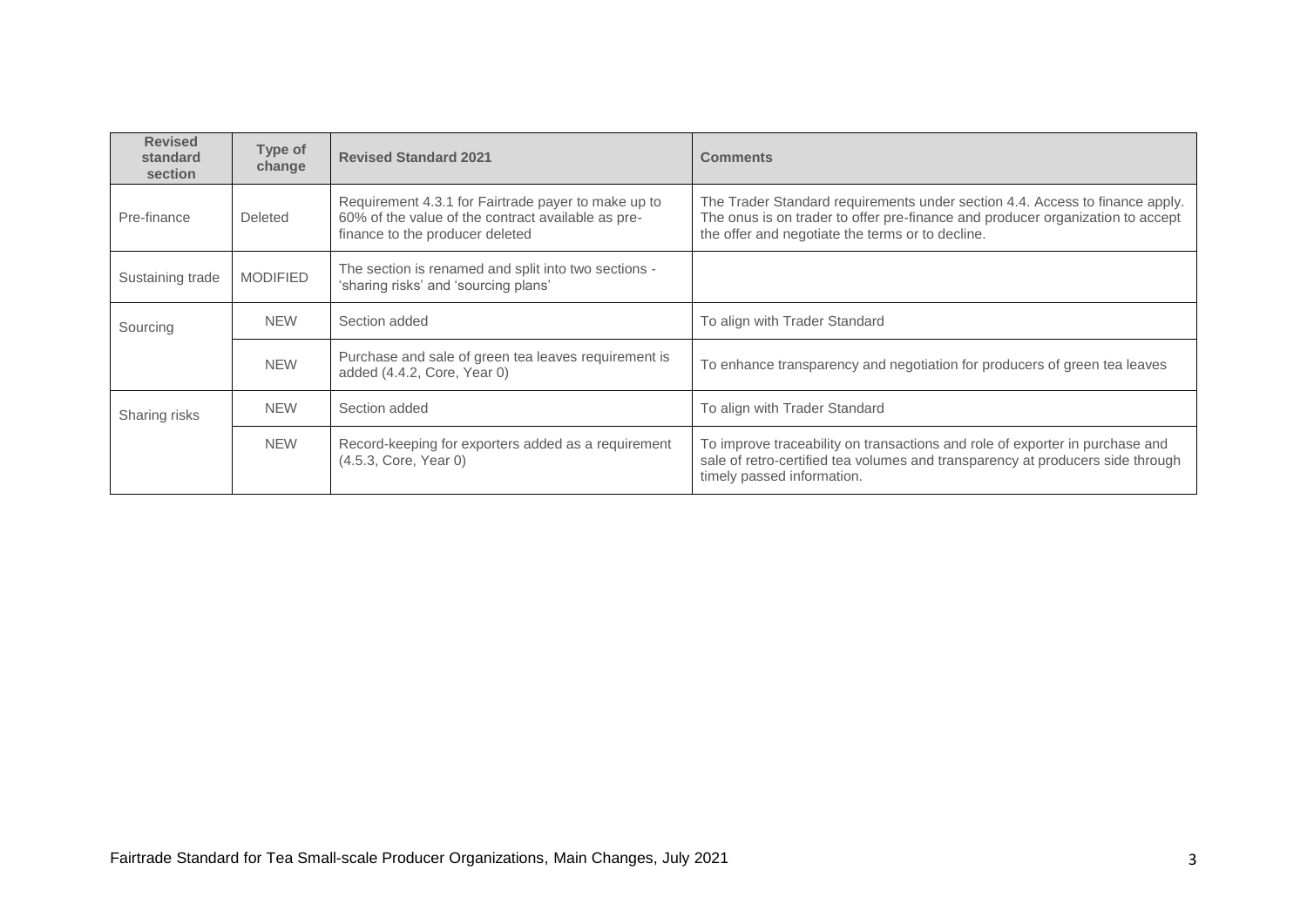| Revised standard section | Type of change | Revised Standard 2021 | Comments |
|---|---|---|---|
| Pre-finance | Deleted | Requirement 4.3.1 for Fairtrade payer to make up to 60% of the value of the contract available as pre-finance to the producer deleted | The Trader Standard requirements under section 4.4. Access to finance apply. The onus is on trader to offer pre-finance and producer organization to accept the offer and negotiate the terms or to decline. |
| Sustaining trade | MODIFIED | The section is renamed and split into two sections - 'sharing risks' and 'sourcing plans' | |
| Sourcing | NEW | Section added | To align with Trader Standard |
| | NEW | Purchase and sale of green tea leaves requirement is added (4.4.2, Core, Year 0) | To enhance transparency and negotiation for producers of green tea leaves |
| Sharing risks | NEW | Section added | To align with Trader Standard |
| | NEW | Record-keeping for exporters added as a requirement (4.5.3, Core, Year 0) | To improve traceability on transactions and role of exporter in purchase and sale of retro-certified tea volumes and transparency at producers side through timely passed information. |